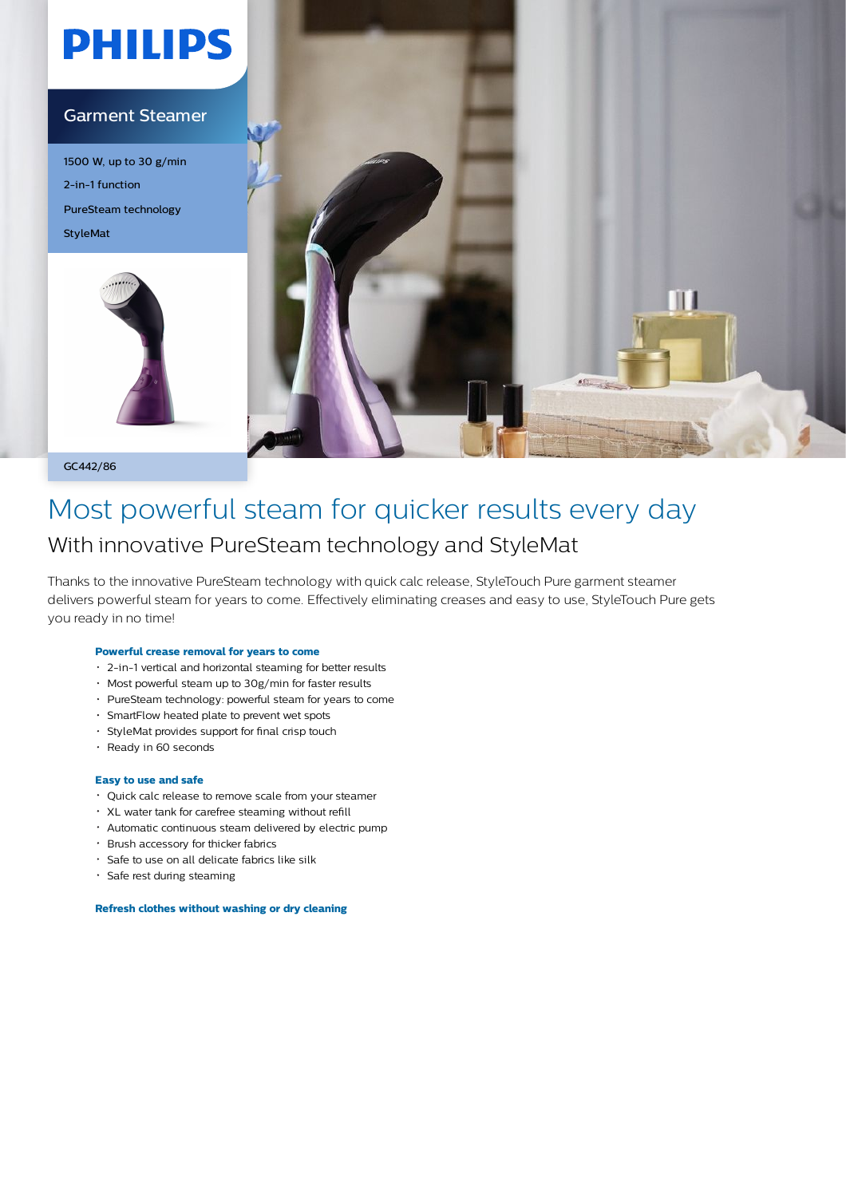PHILIPS

Garment Steamer

1500 W, up to 30 g/min

2-in-1 function

PureSteam technology

StyleMat

GC442/86

# Most powerful steam for quicker results every day

## With innovative PureSteam technology and StyleMat

Thanks to the innovative PureSteam technology with quick calc release, StyleTouch Pure garment steamer delivers powerful steam for years to come. Effectively eliminating creases and easy to use, StyleTouch Pure gets you ready in no time!

**Powerful crease removal for years to come**

- 2-in-1 vertical and horizontal steaming for better results
- Most powerful steam up to 30g/min for faster results
- PureSteam technology: powerful steam for years to come
- SmartFlow heated plate to prevent wet spots
- StyleMat provides support for final crisp touch
- Ready in 60 seconds

**Easy to use and safe**

- Quick calc release to remove scale from your steamer
- XL water tank for carefree steaming without refill
- Automatic continuous steam delivered by electric pump
- Brush accessory for thicker fabrics
- Safe to use on all delicate fabrics like silk
- Safe rest during steaming

**Refresh clothes without washing or dry cleaning**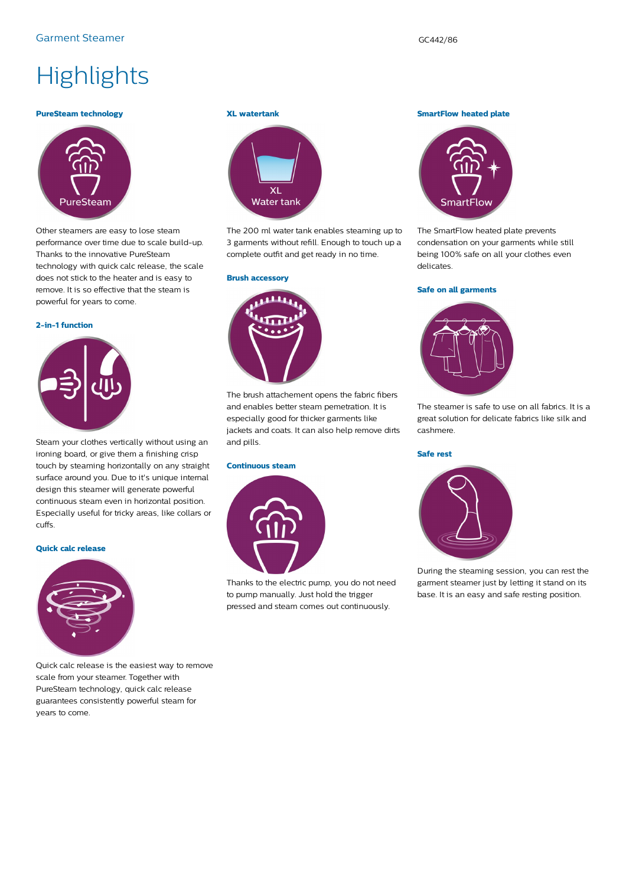# Highlights

### PureSteam technology

Other steamers are easy to lose steam performance over time due to scale build-up. Thanks to the innovative PureSteam technology with quick calc release, the scale does not stick to the heater and is easy to remove. It is so effective that the steam is powerful for years to come.

### 2-in-1 function

Steam your clothes vertically without using an ironing board, or give them a finishing crisp touch by steaming horizontally on any straight surface around you. Due to it's unique internal design this steamer will generate powerful continuous steam even in horizontal position. Especially useful for tricky areas, like collars or cuffs.

### Quick calc release

Quick calc release is the easiest way to remove scale from your steamer. Together with PureSteam technology, quick calc release guarantees consistently powerful steam for years to come.

### XL watertank

The 200 ml water tank enables steaming up to 3 garments without refill. Enough to touch up a complete outfit and get ready in no time.

### Brush accessory

The brush attachement opens the fabric fibers and enables better steam penetration. It is especially good for thicker garments like jackets and coats. It can also help remove dirts and pills.

### Continuous steam

Thanks to the electric pump, you do not need to pump manually. Just hold the trigger pressed and steam comes out continuously.

### SmartFlow heated plate

The SmartFlow heated plate prevents condensation on your garments while still being 100% safe on all your clothes even delicates.

### Safe on all garments

The steamer is safe to use on all fabrics. It is a great solution for delicate fabrics like silk and cashmere.

### Safe rest

During the steaming session, you can rest the garment steamer just by letting it stand on its base. It is an easy and safe resting position.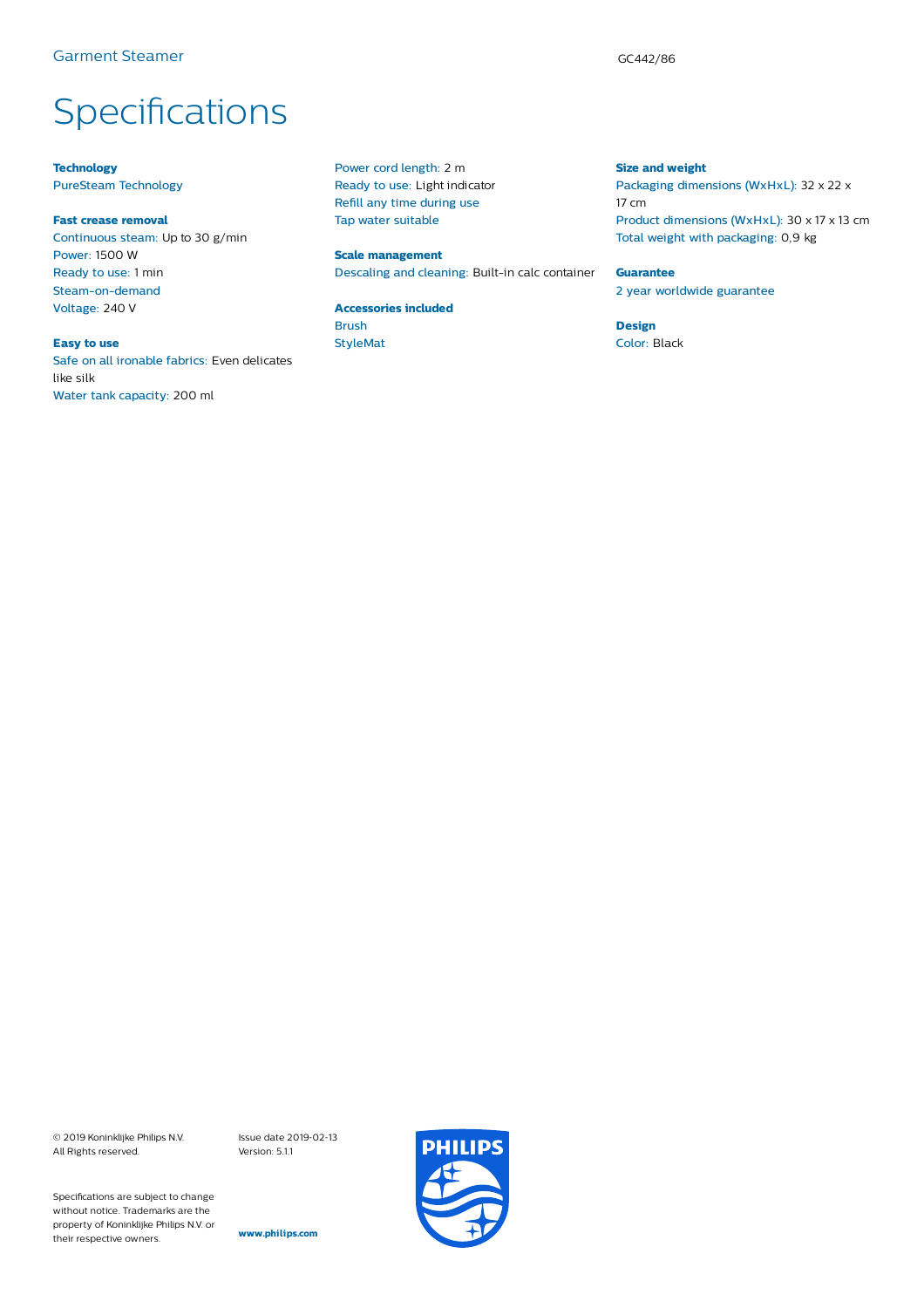Garment Steamer

GC442/86

# Specifications

### Technology

PureSteam Technology

### Fast crease removal

Continuous steam: Up to 30 g/min
Power: 1500 W
Ready to use: 1 min
Steam-on-demand
Voltage: 240 V

### Easy to use

Safe on all ironable fabrics: Even delicates like silk
Water tank capacity: 200 ml
Power cord length: 2 m
Ready to use: Light indicator
Refill any time during use
Tap water suitable

### Scale management

Descaling and cleaning: Built-in calc container

### Accessories included

Brush
StyleMat

### Size and weight

Packaging dimensions (WxHxL): 32 x 22 x 17 cm
Product dimensions (WxHxL): 30 x 17 x 13 cm
Total weight with packaging: 0,9 kg

### Guarantee

2 year worldwide guarantee

### Design

Color: Black

© 2019 Koninklijke Philips N.V.
All Rights reserved.

Issue date 2019-02-13
Version: 5.1.1

Specifications are subject to change without notice. Trademarks are the property of Koninklijke Philips N.V. or their respective owners.

www.philips.com